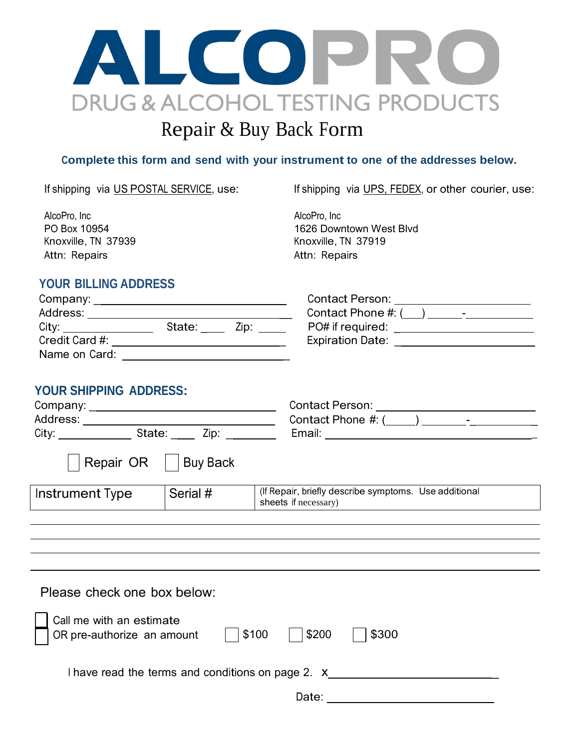# ALCOPRO

DRUG & ALCOHOL TESTING PRODUCTS

## Repair & Buy Back Form

**Complete this form and send with your instrument to one of the addresses below.**

If shipping via US POSTAL SERVICE, use:

AlcoPro, Inc
PO Box 10954
Knoxville, TN 37939
Attn: Repairs

If shipping via UPS, FEDEX, or other courier, use:

AlcoPro, Inc
1626 Downtown West Blvd
Knoxville, TN 37919
Attn: Repairs

### YOUR BILLING ADDRESS

Company: ______________________________

Address: ______________________________

City: ______________ State: ____ Zip: _____

Credit Card #: ______________________________

Name on Card: ______________________________

Contact Person: ______________________________

Contact Phone #: (___) _____-__________

PO# if required: ______________________________

Expiration Date: ______________________________

### YOUR SHIPPING ADDRESS:

Company: ______________________________

Address: ______________________________

City: ____________ State: ____ Zip: ________

Contact Person: ______________________________

Contact Phone #: (____) _______-__________

Email: ______________________________

☐ Repair OR ☐ Buy Back

| Instrument Type | Serial # | (If Repair, briefly describe symptoms. Use additional sheets if necessary) |
|---|---|---|
| | | |
| | | |
| | | |
| | | |

Please check one box below:

☐ Call me with an estimate

☐ OR pre-authorize an amount ☐ $100 ☐ $200 ☐ $300

I have read the terms and conditions on page 2. x______________________________

Date: ______________________________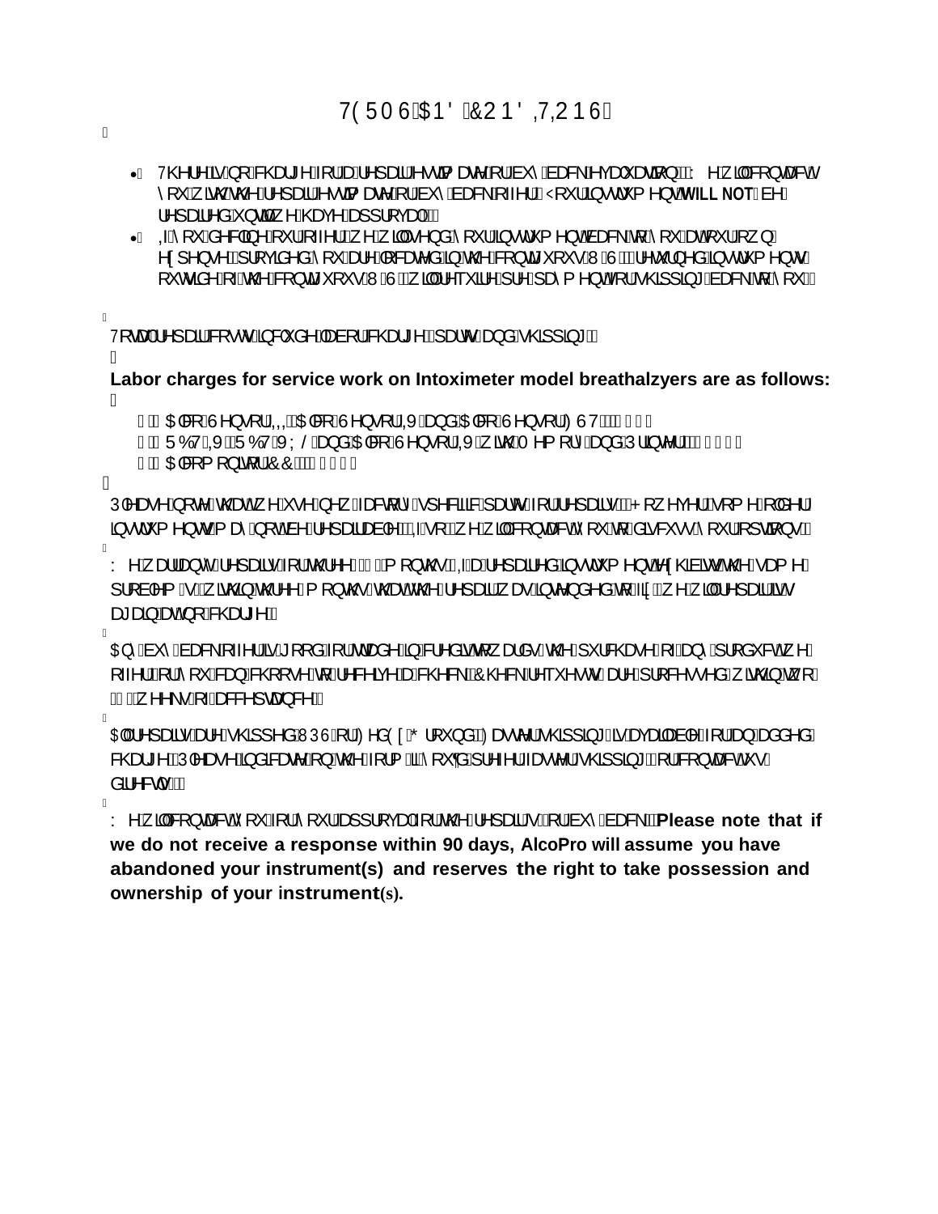# TERMS AND CONDITIONS

- There is no charge for a repair estimate for buyback evaluation. We will contact you with the repair estimate for buyback offer. Your instruments **WILL NOT** be repaired until we have approval.
- If you decline our offer, we will send your instrument back to you at your own expense provided you are located in the contiguous U.S. (Returning instruments outside of the contiguous U.S. will require prepayment for shipping back to you.)

Total repair costs include labor charge, parts, and shipping.

**Labor charges for service work on Intoximeter model breathalzyers are as follows:**

- Alco-Sensor III, Alco-Sensor IV and Alco-Sensor FST
- RBT IV, RBT V XL and Alco-Sensor IV with Memory and Printer
- Alco-Monitor CC

Please note that we use new factory specific parts for repairs. However, some older instruments may not be repairable. If so, we will contact you to discuss your options.

We warrant repairs for three months. If a repaired instrument exhibits the same problem(s) within three months that the repair was intended to fix, we will repair it again at no charge.

Any buyback offer is good for trade-in credit towards the purchase of any product we offer or you can choose to receive a check. Check requests are processed within two to three weeks of acceptance.

All repairs are shipped UPS or FedEx Ground. Faster shipping is available for an added charge. Please indicate this on the form if you'd prefer faster shipping or contact us directly.

We will contact you for your approval for the repairs or buyback. **Please note that if we do not receive a response within 90 days, AlcoPro will assume you have abandoned your instrument(s) and reserves the right to take possession and ownership of your instrument(s).**